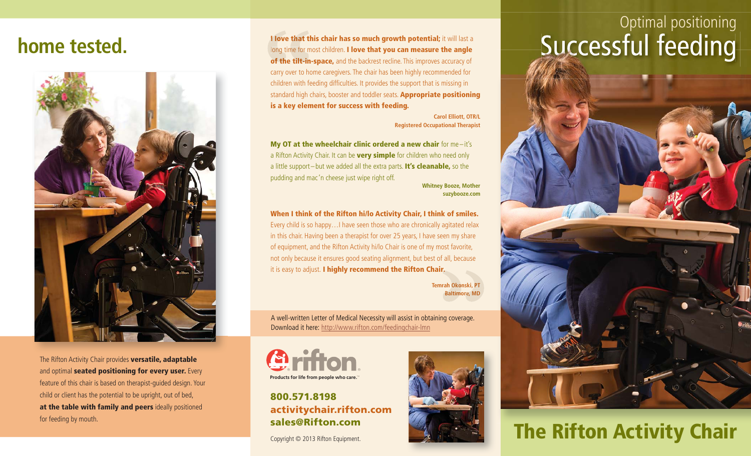## home tested.

The Rifton Activity Chair provides **versatile, adaptable** and optimal **seated positioning for every user.** Every feature of this chair is based on therapist-guided design. Your child or client has the potential to be upright, out of bed, **at the table with family and peers** ideally positioned for feeding by mouth.

**I love that this chair has so much growth potential;** it will last a long time for most children. **I love that you can measure the angle of the tilt-in-space,** and the backrest recline. This improves accuracy of carry over to home caregivers. The chair has been highly recommended for children with feeding difficulties. It provides the support that is missing in standard high chairs, booster and toddler seats. **Appropriate positioning is a key element for success with feeding.**

**Carol Elliott, OTR/L**
**Registered Occupational Therapist**

**My OT at the wheelchair clinic ordered a new chair** for me—it's a Rifton Activity Chair. It can be **very simple** for children who need only a little support—but we added all the extra parts. **It's cleanable,** so the pudding and mac'n cheese just wipe right off.

**Whitney Booze, Mother**
**suzybooze.com**

**When I think of the Rifton hi/lo Activity Chair, I think of smiles.** Every child is so happy…I have seen those who are chronically agitated relax in this chair. Having been a therapist for over 25 years, I have seen my share of equipment, and the Rifton Activity hi/lo Chair is one of my most favorite, not only because it ensures good seating alignment, but best of all, because it is easy to adjust. **I highly recommend the Rifton Chair.**

**Temrah Okonski, PT**
**Baltimore, MD**

A well-written Letter of Medical Necessity will assist in obtaining coverage. Download it here: http://www.rifton.com/feedingchair-lmn

**rifton**
Products for life from people who care.™

**800.571.8198**
**activitychair.rifton.com**
**sales@Rifton.com**

Copyright © 2013 Rifton Equipment.

Optimal positioning
# Successful feeding

# The Rifton Activity Chair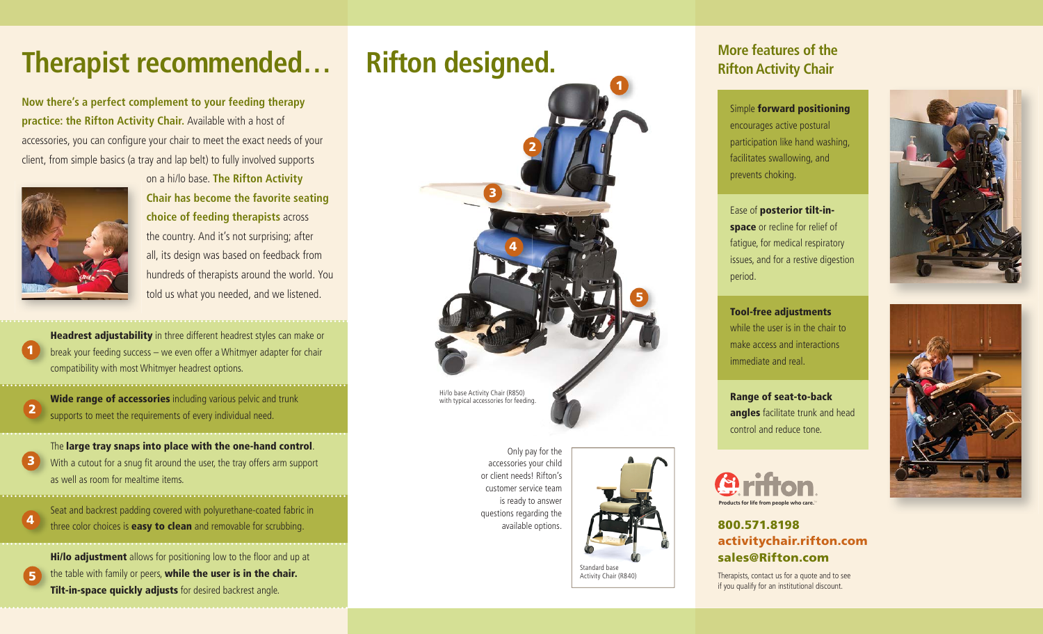# Therapist recommended…

**Now there's a perfect complement to your feeding therapy practice: the Rifton Activity Chair.** Available with a host of accessories, you can configure your chair to meet the exact needs of your client, from simple basics (a tray and lap belt) to fully involved supports on a hi/lo base. **The Rifton Activity Chair has become the favorite seating choice of feeding therapists** across the country. And it's not surprising; after all, its design was based on feedback from hundreds of therapists around the world. You told us what you needed, and we listened.

1. **Headrest adjustability** in three different headrest styles can make or break your feeding success – we even offer a Whitmyer adapter for chair compatibility with most Whitmyer headrest options.
2. **Wide range of accessories** including various pelvic and trunk supports to meet the requirements of every individual need.
3. The **large tray snaps into place with the one-hand control**. With a cutout for a snug fit around the user, the tray offers arm support as well as room for mealtime items.
4. Seat and backrest padding covered with polyurethane-coated fabric in three color choices is **easy to clean** and removable for scrubbing.
5. **Hi/lo adjustment** allows for positioning low to the floor and up at the table with family or peers, **while the user is in the chair. Tilt-in-space quickly adjusts** for desired backrest angle.

# Rifton designed.

Hi/lo base Activity Chair (R850) with typical accessories for feeding.

Only pay for the accessories your child or client needs! Rifton's customer service team is ready to answer questions regarding the available options.

Standard base Activity Chair (R840)

## More features of the Rifton Activity Chair

Simple **forward positioning** encourages active postural participation like hand washing, facilitates swallowing, and prevents choking.

Ease of **posterior tilt-in-space** or recline for relief of fatigue, for medical respiratory issues, and for a restive digestion period.

**Tool-free adjustments** while the user is in the chair to make access and interactions immediate and real.

**Range of seat-to-back angles** facilitate trunk and head control and reduce tone.

rifton. Products for life from people who care.

**800.571.8198**
**activitychair.rifton.com**
**sales@Rifton.com**

Therapists, contact us for a quote and to see if you qualify for an institutional discount.